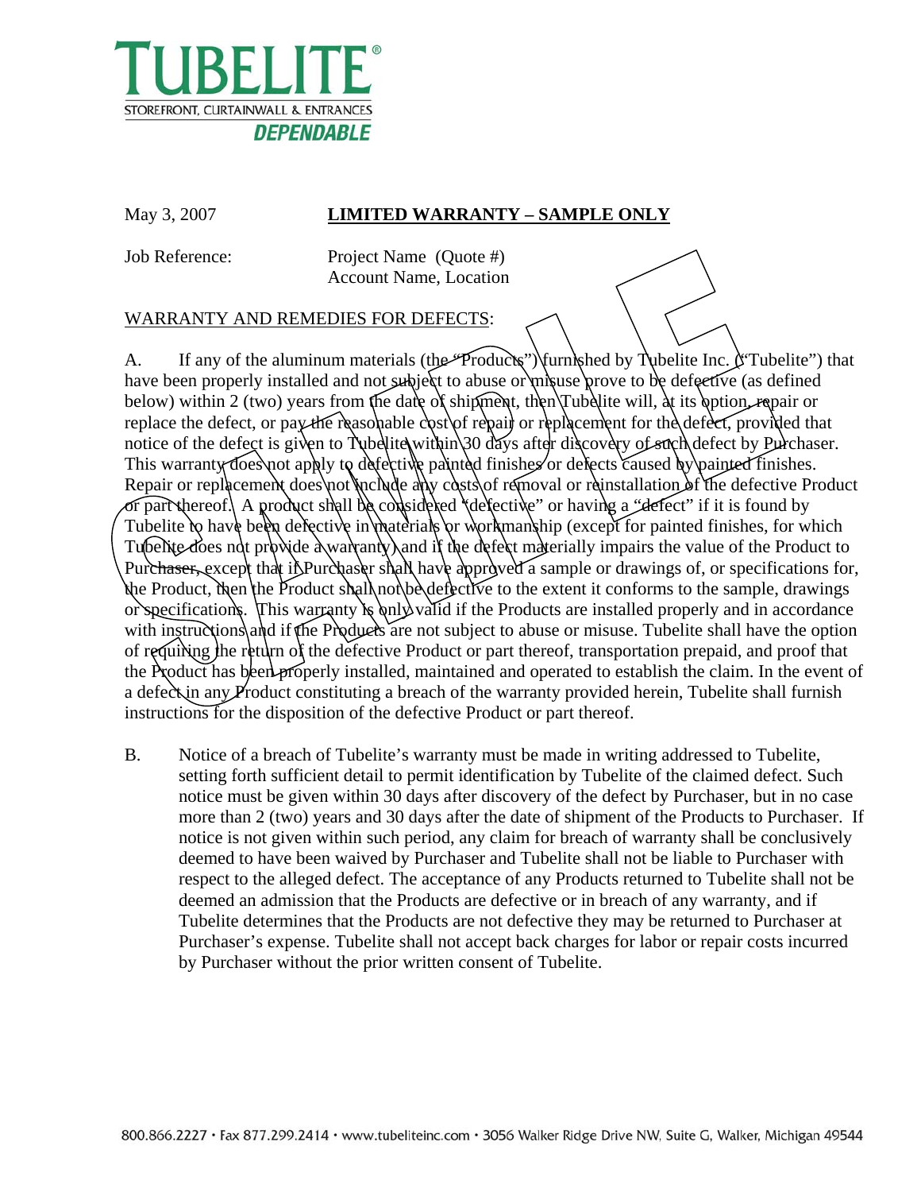# TUBELITE

STOREFRONT, CURTAINWALL & ENTRANCES

**DEPENDABLE**

May 3, 2007 **LIMITED WARRANTY – SAMPLE ONLY**

Job Reference: Project Name (Quote #)
Account Name, Location

WARRANTY AND REMEDIES FOR DEFECTS:

A. If any of the aluminum materials (the "Products") furnished by Tubelite Inc. ("Tubelite") that have been properly installed and not subject to abuse or misuse prove to be defective (as defined below) within 2 (two) years from the date of shipment, then Tubelite will, at its option, repair or replace the defect, or pay the reasonable cost of repair or replacement for the defect, provided that notice of the defect is given to Tubelite within 30 days after discovery of such defect by Purchaser. This warranty does not apply to defective painted finishes or defects caused by painted finishes. Repair or replacement does not include any costs of removal or reinstallation of the defective Product or part thereof. A product shall be considered "defective" or having a "defect" if it is found by Tubelite to have been defective in materials or workmanship (except for painted finishes, for which Tubelite does not provide a warranty) and if the defect materially impairs the value of the Product to Purchaser, except that if Purchaser shall have approved a sample or drawings of, or specifications for, the Product, then the Product shall not be defective to the extent it conforms to the sample, drawings or specifications. This warranty is only valid if the Products are installed properly and in accordance with instructions and if the Products are not subject to abuse or misuse. Tubelite shall have the option of requiring the return of the defective Product or part thereof, transportation prepaid, and proof that the Product has been properly installed, maintained and operated to establish the claim. In the event of a defect in any Product constituting a breach of the warranty provided herein, Tubelite shall furnish instructions for the disposition of the defective Product or part thereof.

B. Notice of a breach of Tubelite's warranty must be made in writing addressed to Tubelite, setting forth sufficient detail to permit identification by Tubelite of the claimed defect. Such notice must be given within 30 days after discovery of the defect by Purchaser, but in no case more than 2 (two) years and 30 days after the date of shipment of the Products to Purchaser. If notice is not given within such period, any claim for breach of warranty shall be conclusively deemed to have been waived by Purchaser and Tubelite shall not be liable to Purchaser with respect to the alleged defect. The acceptance of any Products returned to Tubelite shall not be deemed an admission that the Products are defective or in breach of any warranty, and if Tubelite determines that the Products are not defective they may be returned to Purchaser at Purchaser's expense. Tubelite shall not accept back charges for labor or repair costs incurred by Purchaser without the prior written consent of Tubelite.

800.866.2227 • Fax 877.299.2414 • www.tubeliteinc.com • 3056 Walker Ridge Drive NW, Suite G, Walker, Michigan 49544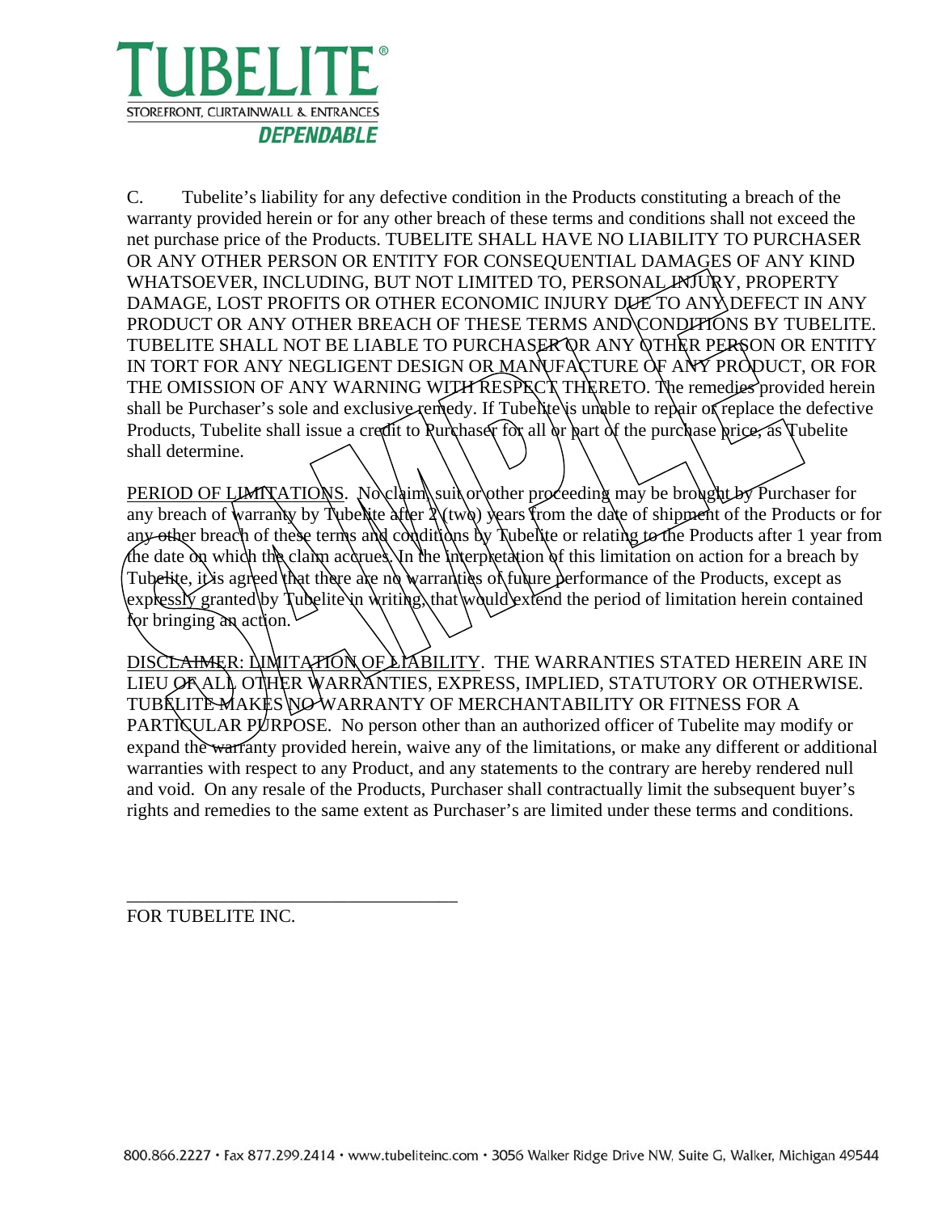C. Tubelite's liability for any defective condition in the Products constituting a breach of the warranty provided herein or for any other breach of these terms and conditions shall not exceed the net purchase price of the Products. TUBELITE SHALL HAVE NO LIABILITY TO PURCHASER OR ANY OTHER PERSON OR ENTITY FOR CONSEQUENTIAL DAMAGES OF ANY KIND WHATSOEVER, INCLUDING, BUT NOT LIMITED TO, PERSONAL INJURY, PROPERTY DAMAGE, LOST PROFITS OR OTHER ECONOMIC INJURY DUE TO ANY DEFECT IN ANY PRODUCT OR ANY OTHER BREACH OF THESE TERMS AND CONDITIONS BY TUBELITE. TUBELITE SHALL NOT BE LIABLE TO PURCHASER OR ANY OTHER PERSON OR ENTITY IN TORT FOR ANY NEGLIGENT DESIGN OR MANUFACTURE OF ANY PRODUCT, OR FOR THE OMISSION OF ANY WARNING WITH RESPECT THERETO. The remedies provided herein shall be Purchaser's sole and exclusive remedy. If Tubelite is unable to repair or replace the defective Products, Tubelite shall issue a credit to Purchaser for all or part of the purchase price, as Tubelite shall determine.

PERIOD OF LIMITATIONS. No claim, suit or other proceeding may be brought by Purchaser for any breach of warranty by Tubelite after 2 (two) years from the date of shipment of the Products or for any other breach of these terms and conditions by Tubelite or relating to the Products after 1 year from the date on which the claim accrues. In the interpretation of this limitation on action for a breach by Tubelite, it is agreed that there are no warranties of future performance of the Products, except as expressly granted by Tubelite in writing, that would extend the period of limitation herein contained for bringing an action.

DISCLAIMER: LIMITATION OF LIABILITY. THE WARRANTIES STATED HEREIN ARE IN LIEU OF ALL OTHER WARRANTIES, EXPRESS, IMPLIED, STATUTORY OR OTHERWISE. TUBELITE MAKES NO WARRANTY OF MERCHANTABILITY OR FITNESS FOR A PARTICULAR PURPOSE. No person other than an authorized officer of Tubelite may modify or expand the warranty provided herein, waive any of the limitations, or make any different or additional warranties with respect to any Product, and any statements to the contrary are hereby rendered null and void. On any resale of the Products, Purchaser shall contractually limit the subsequent buyer's rights and remedies to the same extent as Purchaser's are limited under these terms and conditions.

\_\_\_\_\_\_\_\_\_\_\_\_\_\_\_\_\_\_\_\_\_\_\_\_\_\_\_\_\_\_\_\_\_\_\_\_

FOR TUBELITE INC.